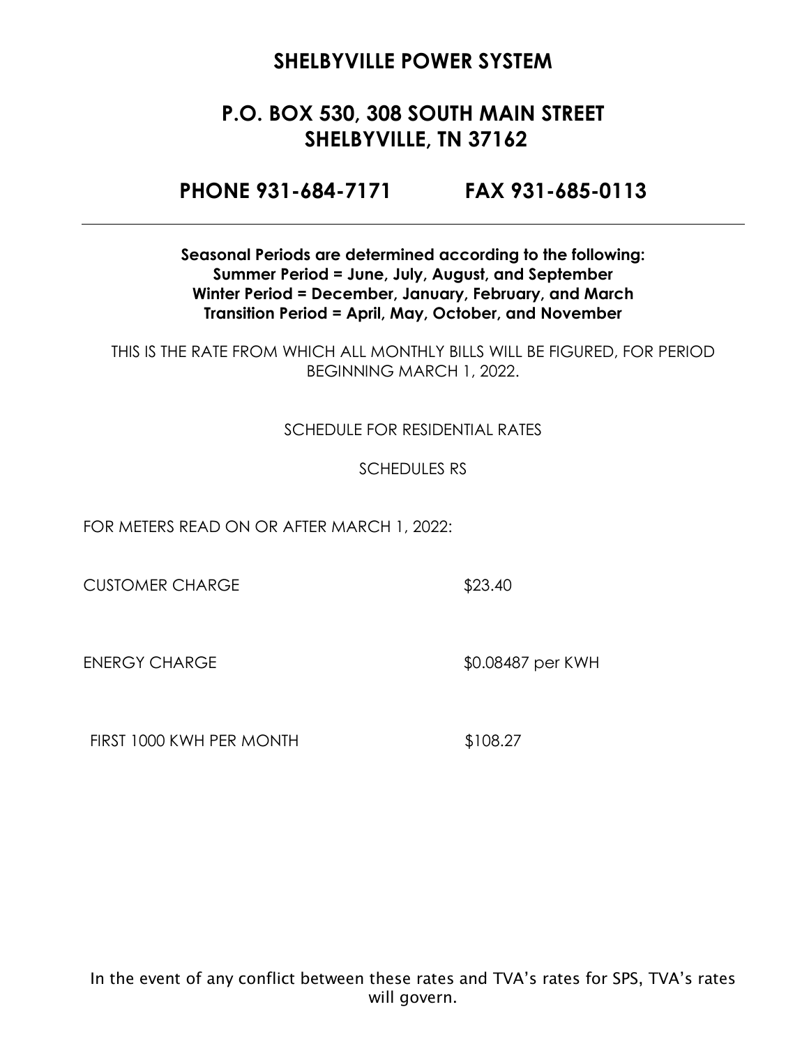# SHELBYVILLE POWER SYSTEM

## P.O. BOX 530, 308 SOUTH MAIN STREET
## SHELBYVILLE, TN 37162

## PHONE 931-684-7171 FAX 931-685-0113

---

**Seasonal Periods are determined according to the following:**
**Summer Period = June, July, August, and September**
**Winter Period = December, January, February, and March**
**Transition Period = April, May, October, and November**

THIS IS THE RATE FROM WHICH ALL MONTHLY BILLS WILL BE FIGURED, FOR PERIOD BEGINNING MARCH 1, 2022.

SCHEDULE FOR RESIDENTIAL RATES

SCHEDULES RS

FOR METERS READ ON OR AFTER MARCH 1, 2022:

| | |
|---|---|
| CUSTOMER CHARGE | $23.40 |
| ENERGY CHARGE | $0.08487 per KWH |
| FIRST 1000 KWH PER MONTH | $108.27 |

In the event of any conflict between these rates and TVA's rates for SPS, TVA's rates will govern.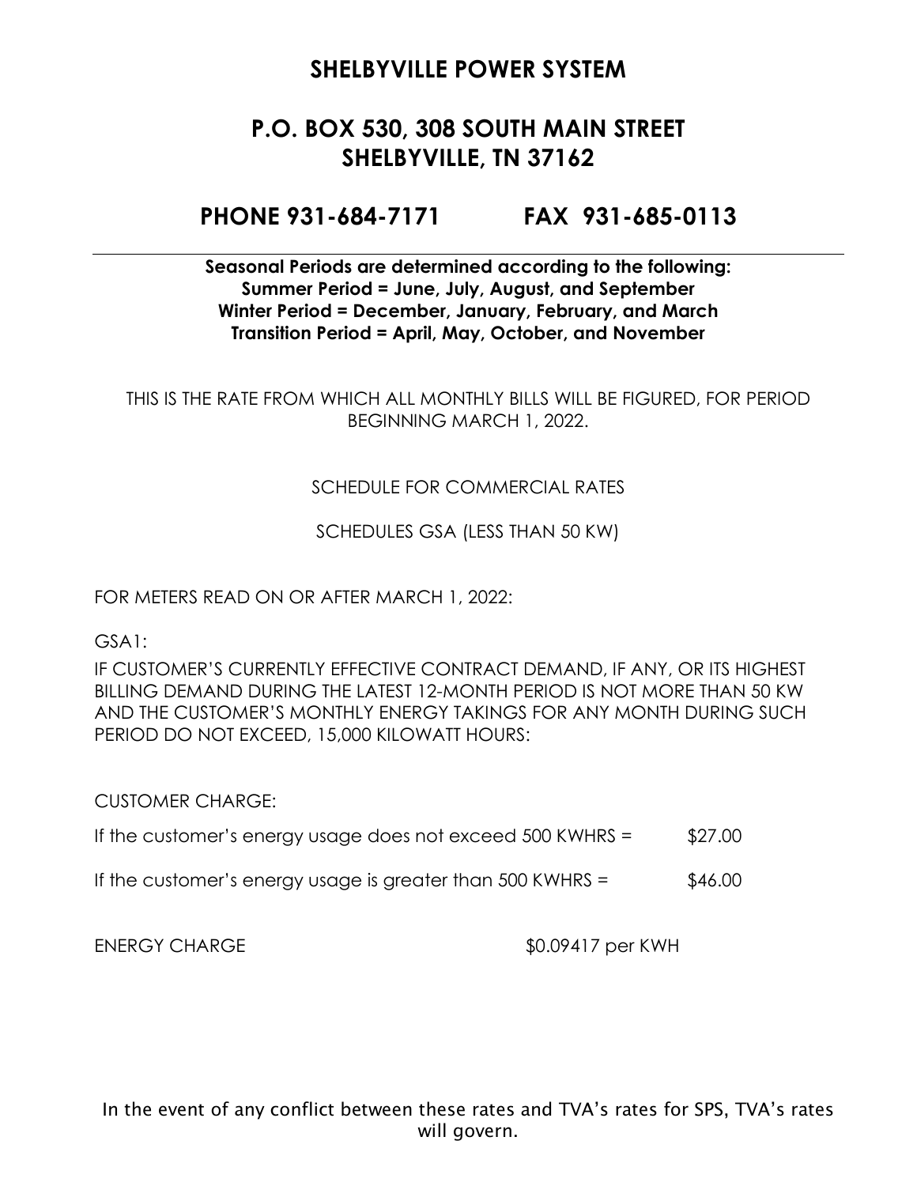# SHELBYVILLE POWER SYSTEM

## P.O. BOX 530, 308 SOUTH MAIN STREET
## SHELBYVILLE, TN 37162

## PHONE 931-684-7171 FAX 931-685-0113

---

**Seasonal Periods are determined according to the following:**
**Summer Period = June, July, August, and September**
**Winter Period = December, January, February, and March**
**Transition Period = April, May, October, and November**

THIS IS THE RATE FROM WHICH ALL MONTHLY BILLS WILL BE FIGURED, FOR PERIOD BEGINNING MARCH 1, 2022.

SCHEDULE FOR COMMERCIAL RATES

SCHEDULES GSA (LESS THAN 50 KW)

FOR METERS READ ON OR AFTER MARCH 1, 2022:

GSA1:

IF CUSTOMER'S CURRENTLY EFFECTIVE CONTRACT DEMAND, IF ANY, OR ITS HIGHEST BILLING DEMAND DURING THE LATEST 12-MONTH PERIOD IS NOT MORE THAN 50 KW AND THE CUSTOMER'S MONTHLY ENERGY TAKINGS FOR ANY MONTH DURING SUCH PERIOD DO NOT EXCEED, 15,000 KILOWATT HOURS:

CUSTOMER CHARGE:

If the customer's energy usage does not exceed 500 KWHRS = $27.00

If the customer's energy usage is greater than 500 KWHRS = $46.00

ENERGY CHARGE $0.09417 per KWH

In the event of any conflict between these rates and TVA's rates for SPS, TVA's rates will govern.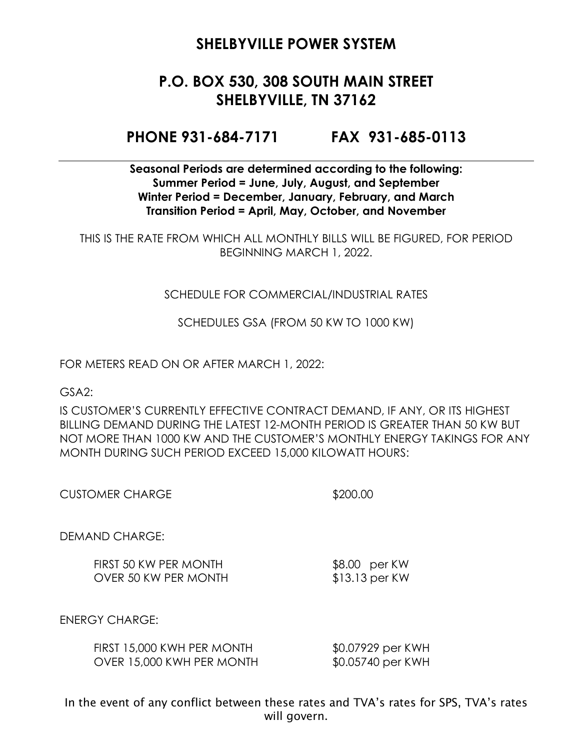# SHELBYVILLE POWER SYSTEM

## P.O. BOX 530, 308 SOUTH MAIN STREET
## SHELBYVILLE, TN 37162

## PHONE 931-684-7171 FAX 931-685-0113

---

**Seasonal Periods are determined according to the following:**
**Summer Period = June, July, August, and September**
**Winter Period = December, January, February, and March**
**Transition Period = April, May, October, and November**

THIS IS THE RATE FROM WHICH ALL MONTHLY BILLS WILL BE FIGURED, FOR PERIOD BEGINNING MARCH 1, 2022.

SCHEDULE FOR COMMERCIAL/INDUSTRIAL RATES

SCHEDULES GSA (FROM 50 KW TO 1000 KW)

FOR METERS READ ON OR AFTER MARCH 1, 2022:

GSA2:

IS CUSTOMER'S CURRENTLY EFFECTIVE CONTRACT DEMAND, IF ANY, OR ITS HIGHEST BILLING DEMAND DURING THE LATEST 12-MONTH PERIOD IS GREATER THAN 50 KW BUT NOT MORE THAN 1000 KW AND THE CUSTOMER'S MONTHLY ENERGY TAKINGS FOR ANY MONTH DURING SUCH PERIOD EXCEED 15,000 KILOWATT HOURS:

CUSTOMER CHARGE $200.00

DEMAND CHARGE:

| | |
|---|---|
| FIRST 50 KW PER MONTH | $8.00 per KW |
| OVER 50 KW PER MONTH | $13.13 per KW |

ENERGY CHARGE:

| | |
|---|---|
| FIRST 15,000 KWH PER MONTH | $0.07929 per KWH |
| OVER 15,000 KWH PER MONTH | $0.05740 per KWH |

In the event of any conflict between these rates and TVA's rates for SPS, TVA's rates will govern.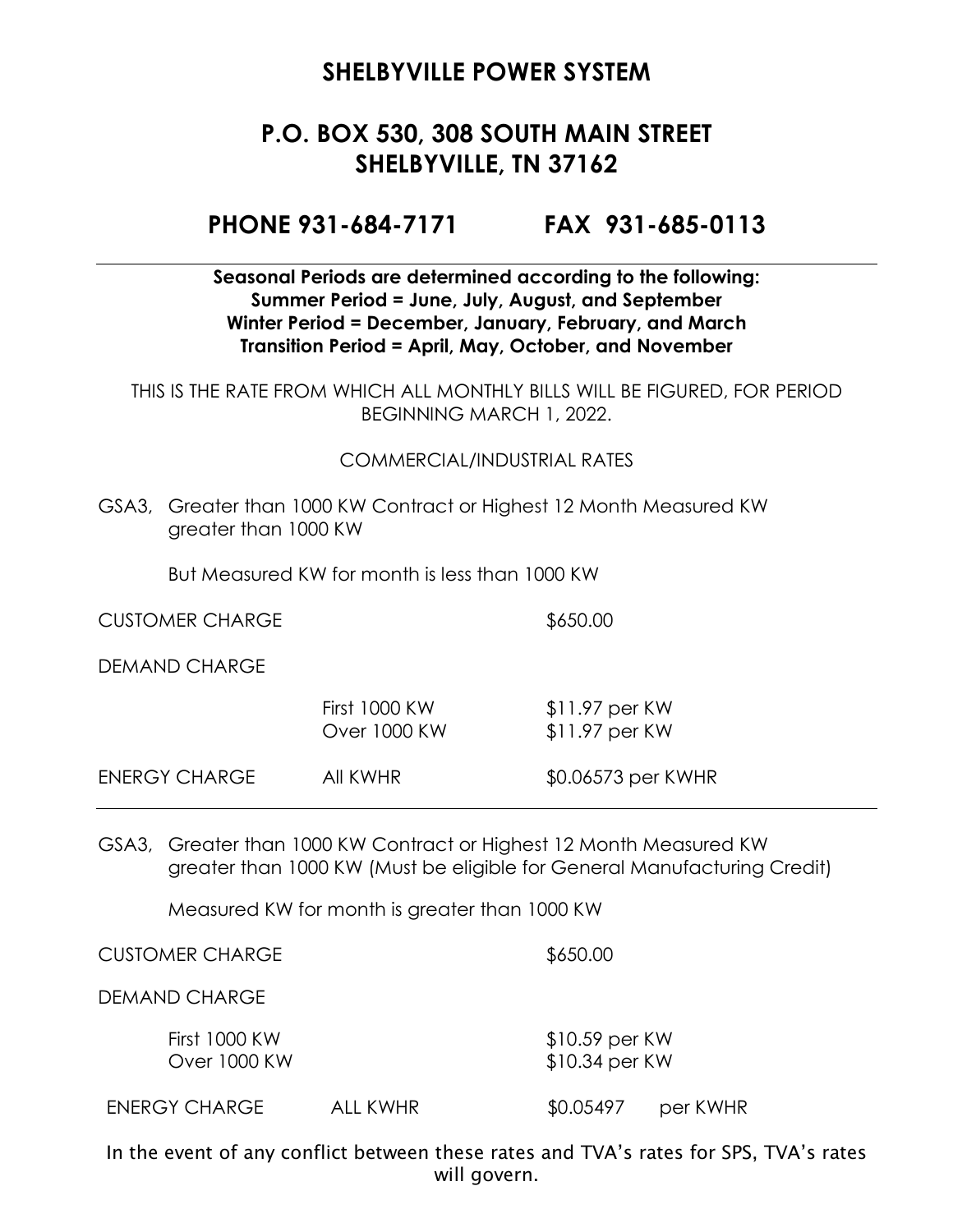# SHELBYVILLE POWER SYSTEM

## P.O. BOX 530, 308 SOUTH MAIN STREET
## SHELBYVILLE, TN 37162

## PHONE 931-684-7171 FAX 931-685-0113

---

**Seasonal Periods are determined according to the following:**
**Summer Period = June, July, August, and September**
**Winter Period = December, January, February, and March**
**Transition Period = April, May, October, and November**

THIS IS THE RATE FROM WHICH ALL MONTHLY BILLS WILL BE FIGURED, FOR PERIOD BEGINNING MARCH 1, 2022.

COMMERCIAL/INDUSTRIAL RATES

GSA3, Greater than 1000 KW Contract or Highest 12 Month Measured KW greater than 1000 KW

But Measured KW for month is less than 1000 KW

| | | |
|---|---|---|
| CUSTOMER CHARGE | | $650.00 |
| DEMAND CHARGE | | |
| | First 1000 KW | $11.97 per KW |
| | Over 1000 KW | $11.97 per KW |
| ENERGY CHARGE | All KWHR | $0.06573 per KWHR |

---

GSA3, Greater than 1000 KW Contract or Highest 12 Month Measured KW greater than 1000 KW (Must be eligible for General Manufacturing Credit)

Measured KW for month is greater than 1000 KW

| | | |
|---|---|---|
| CUSTOMER CHARGE | | $650.00 |
| DEMAND CHARGE | | |
| First 1000 KW | | $10.59 per KW |
| Over 1000 KW | | $10.34 per KW |
| ENERGY CHARGE | ALL KWHR | $0.05497 per KWHR |

In the event of any conflict between these rates and TVA's rates for SPS, TVA's rates will govern.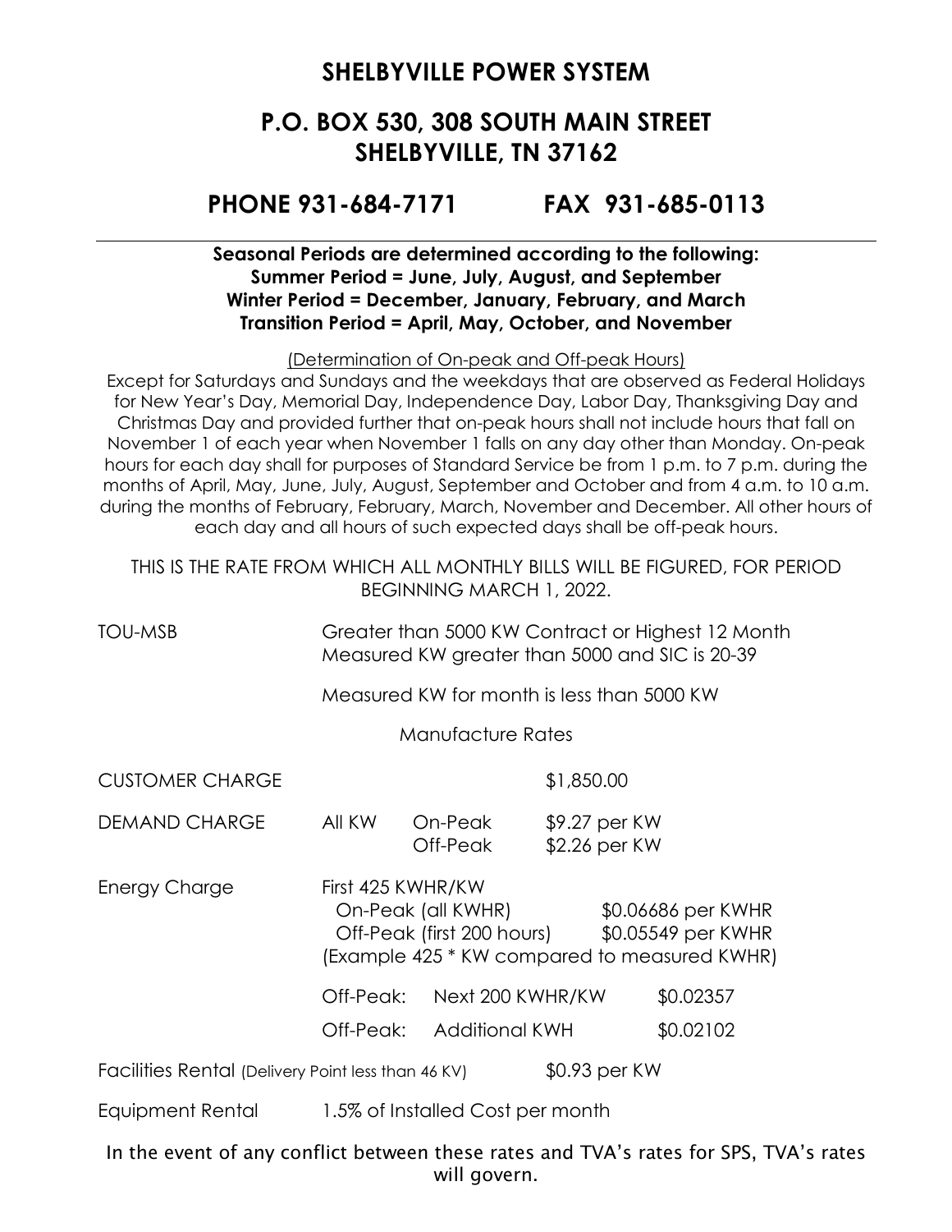## SHELBYVILLE POWER SYSTEM

## P.O. BOX 530, 308 SOUTH MAIN STREET
## SHELBYVILLE, TN 37162

## PHONE 931-684-7171 FAX 931-685-0113

---

**Seasonal Periods are determined according to the following:**
**Summer Period = June, July, August, and September**
**Winter Period = December, January, February, and March**
**Transition Period = April, May, October, and November**

(Determination of On-peak and Off-peak Hours)

Except for Saturdays and Sundays and the weekdays that are observed as Federal Holidays for New Year's Day, Memorial Day, Independence Day, Labor Day, Thanksgiving Day and Christmas Day and provided further that on-peak hours shall not include hours that fall on November 1 of each year when November 1 falls on any day other than Monday. On-peak hours for each day shall for purposes of Standard Service be from 1 p.m. to 7 p.m. during the months of April, May, June, July, August, September and October and from 4 a.m. to 10 a.m. during the months of February, February, March, November and December. All other hours of each day and all hours of such expected days shall be off-peak hours.

THIS IS THE RATE FROM WHICH ALL MONTHLY BILLS WILL BE FIGURED, FOR PERIOD BEGINNING MARCH 1, 2022.

TOU-MSB — Greater than 5000 KW Contract or Highest 12 Month Measured KW greater than 5000 and SIC is 20-39

Measured KW for month is less than 5000 KW

Manufacture Rates

| | | | |
|---|---|---|---|
| CUSTOMER CHARGE | | | $1,850.00 |
| DEMAND CHARGE | All KW | On-Peak | $9.27 per KW |
| | | Off-Peak | $2.26 per KW |
| Energy Charge | First 425 KWHR/KW | | |
| | On-Peak (all KWHR) | | $0.06686 per KWHR |
| | Off-Peak (first 200 hours) | | $0.05549 per KWHR |
| | (Example 425 * KW compared to measured KWHR) | | |
| | Off-Peak: | Next 200 KWHR/KW | $0.02357 |
| | Off-Peak: | Additional KWH | $0.02102 |
| Facilities Rental (Delivery Point less than 46 KV) | | | $0.93 per KW |
| Equipment Rental | 1.5% of Installed Cost per month | | |

In the event of any conflict between these rates and TVA's rates for SPS, TVA's rates will govern.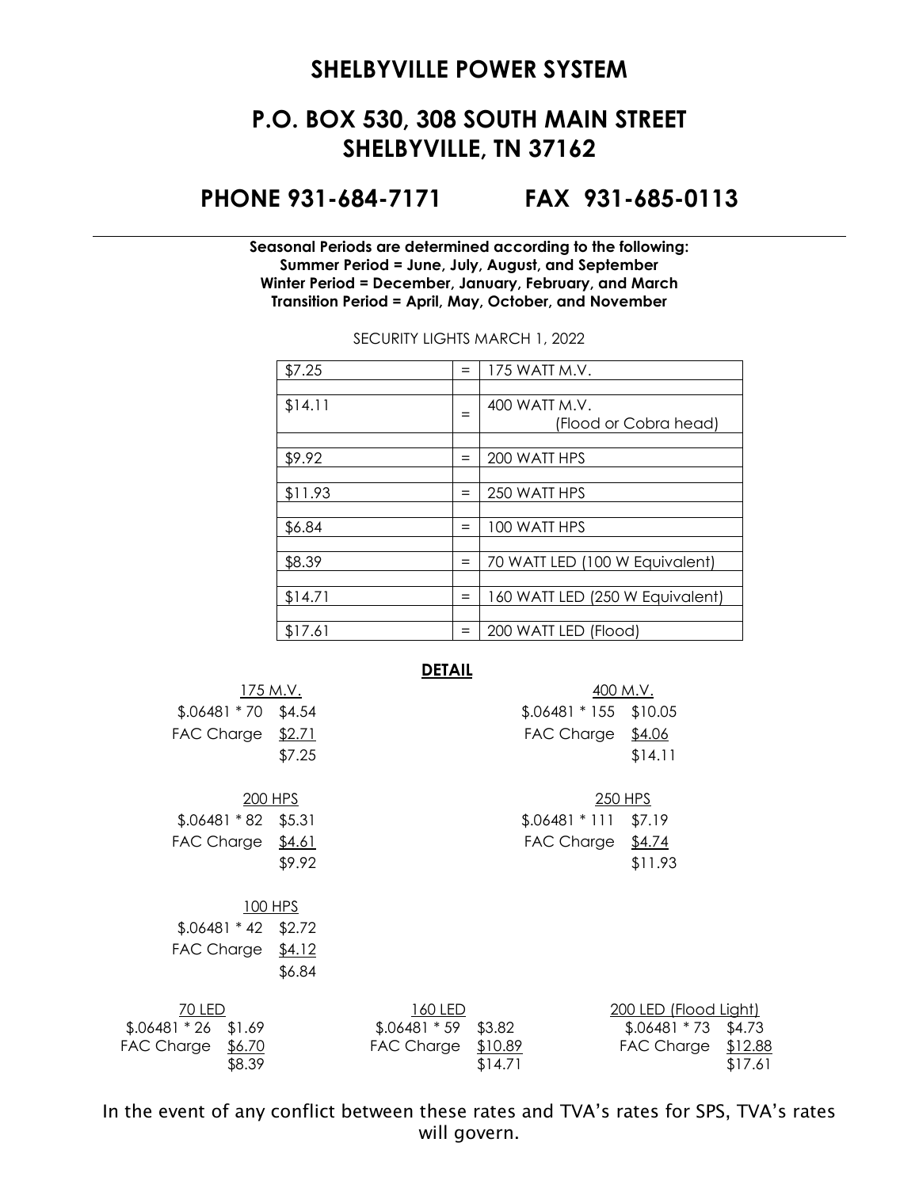# SHELBYVILLE POWER SYSTEM

## P.O. BOX 530, 308 SOUTH MAIN STREET SHELBYVILLE, TN 37162

## PHONE 931-684-7171 FAX 931-685-0113

**Seasonal Periods are determined according to the following:**
**Summer Period = June, July, August, and September**
**Winter Period = December, January, February, and March**
**Transition Period = April, May, October, and November**

SECURITY LIGHTS MARCH 1, 2022

| | | |
|---|---|---|
| $7.25 | = | 175 WATT M.V. |
| | | |
| $14.11 | = | 400 WATT M.V. (Flood or Cobra head) |
| | | |
| $9.92 | = | 200 WATT HPS |
| | | |
| $11.93 | = | 250 WATT HPS |
| | | |
| $6.84 | = | 100 WATT HPS |
| | | |
| $8.39 | = | 70 WATT LED (100 W Equivalent) |
| | | |
| $14.71 | = | 160 WATT LED (250 W Equivalent) |
| | | |
| $17.61 | = | 200 WATT LED (Flood) |

**DETAIL**

175 M.V.
$.06481 * 70 $4.54
FAC Charge $2.71
$7.25

400 M.V.
$.06481 * 155 $10.05
FAC Charge $4.06
$14.11

200 HPS
$.06481 * 82 $5.31
FAC Charge $4.61
$9.92

250 HPS
$.06481 * 111 $7.19
FAC Charge $4.74
$11.93

100 HPS
$.06481 * 42 $2.72
FAC Charge $4.12
$6.84

70 LED
$.06481 * 26 $1.69
FAC Charge $6.70
$8.39

160 LED
$.06481 * 59 $3.82
FAC Charge $10.89
$14.71

200 LED (Flood Light)
$.06481 * 73 $4.73
FAC Charge $12.88
$17.61

In the event of any conflict between these rates and TVA's rates for SPS, TVA's rates will govern.